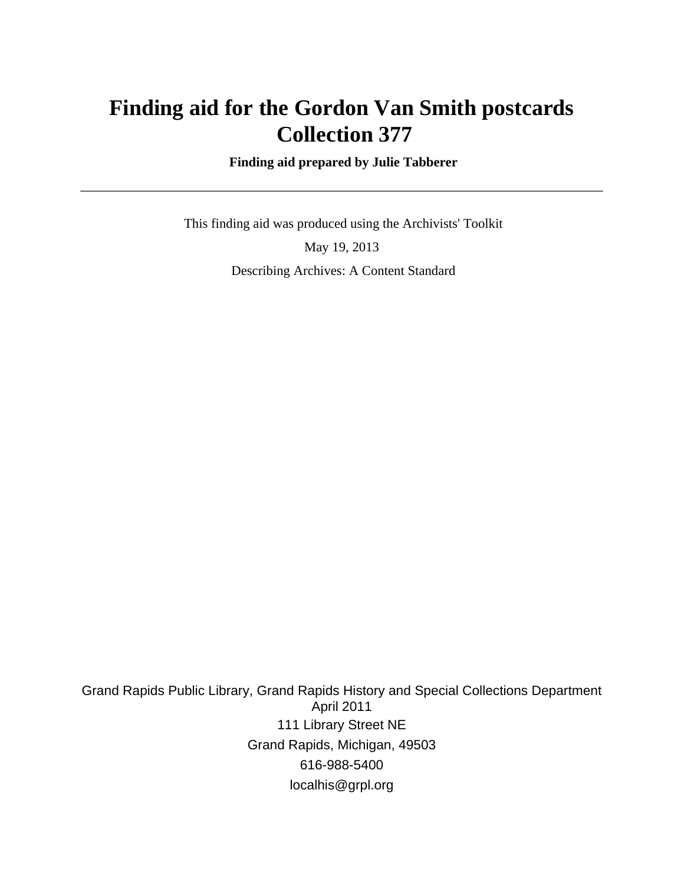# Finding aid for the Gordon Van Smith postcards Collection 377

**Finding aid prepared by Julie Tabberer**

---

This finding aid was produced using the Archivists' Toolkit

May 19, 2013

Describing Archives: A Content Standard

Grand Rapids Public Library, Grand Rapids History and Special Collections Department
April 2011
111 Library Street NE
Grand Rapids, Michigan, 49503
616-988-5400
localhis@grpl.org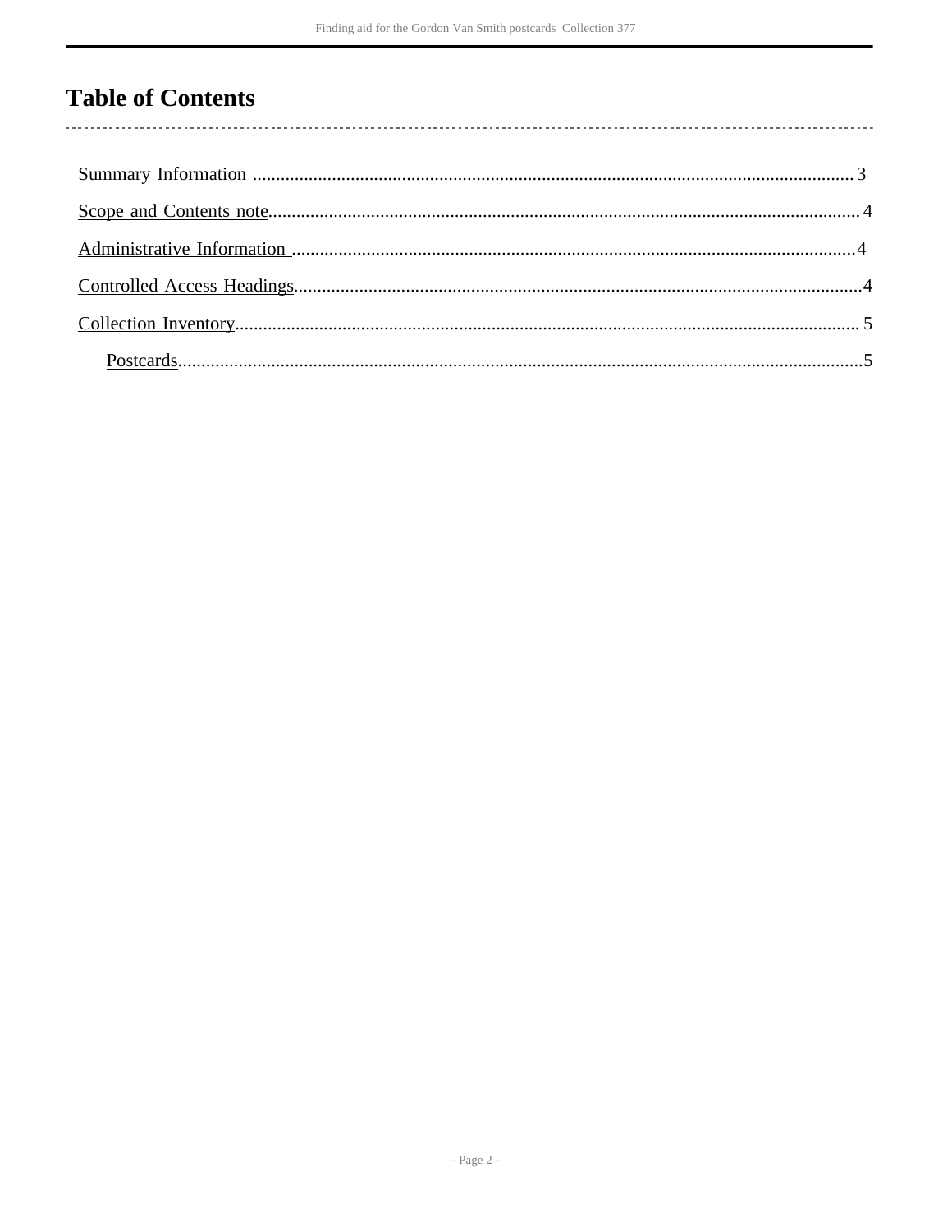# Table of Contents

- Summary Information ............................................ 3
- Scope and Contents note ............................................ 4
- Administrative Information ............................................ 4
- Controlled Access Headings ............................................ 4
- Collection Inventory ............................................ 5
  - Postcards ............................................ 5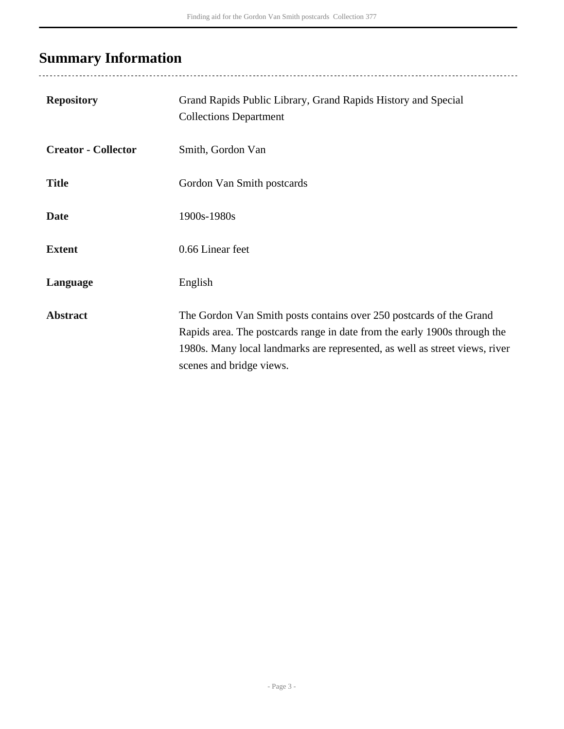# Summary Information

| | |
|---|---|
| **Repository** | Grand Rapids Public Library, Grand Rapids History and Special Collections Department |
| **Creator - Collector** | Smith, Gordon Van |
| **Title** | Gordon Van Smith postcards |
| **Date** | 1900s-1980s |
| **Extent** | 0.66 Linear feet |
| **Language** | English |
| **Abstract** | The Gordon Van Smith posts contains over 250 postcards of the Grand Rapids area. The postcards range in date from the early 1900s through the 1980s. Many local landmarks are represented, as well as street views, river scenes and bridge views. |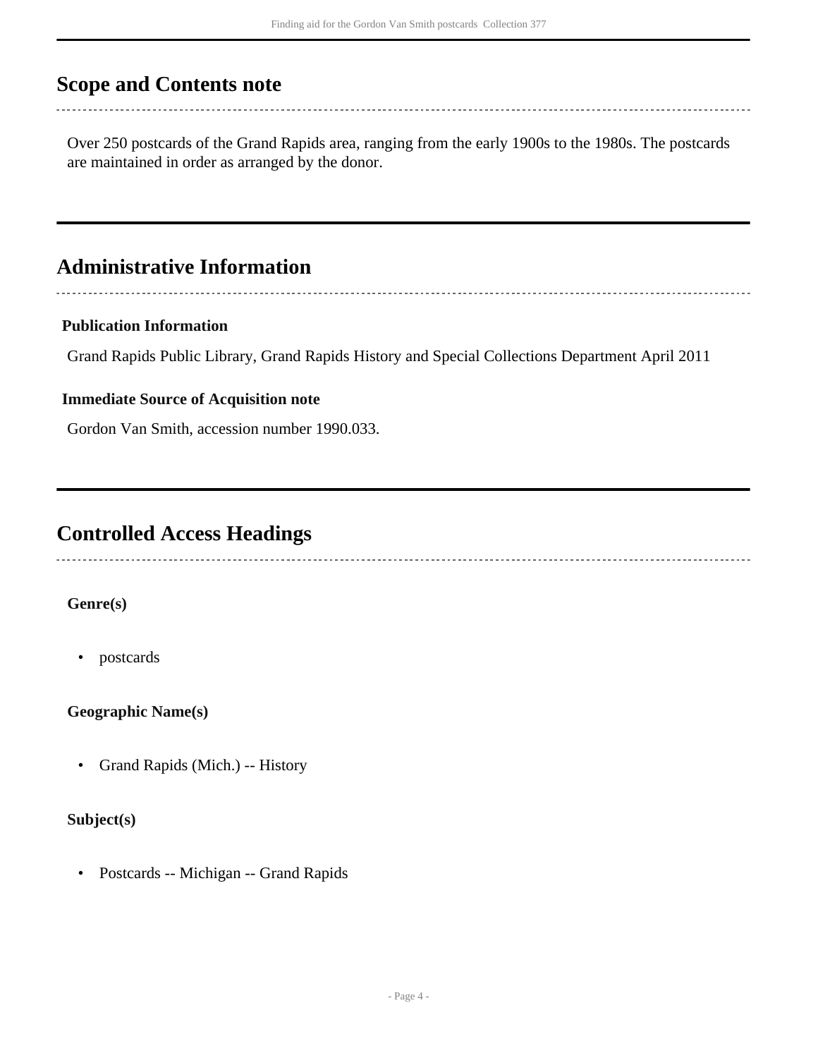## Scope and Contents note

Over 250 postcards of the Grand Rapids area, ranging from the early 1900s to the 1980s. The postcards are maintained in order as arranged by the donor.

## Administrative Information

**Publication Information**

Grand Rapids Public Library, Grand Rapids History and Special Collections Department April 2011

**Immediate Source of Acquisition note**

Gordon Van Smith, accession number 1990.033.

## Controlled Access Headings

**Genre(s)**

- postcards

**Geographic Name(s)**

- Grand Rapids (Mich.) -- History

**Subject(s)**

- Postcards -- Michigan -- Grand Rapids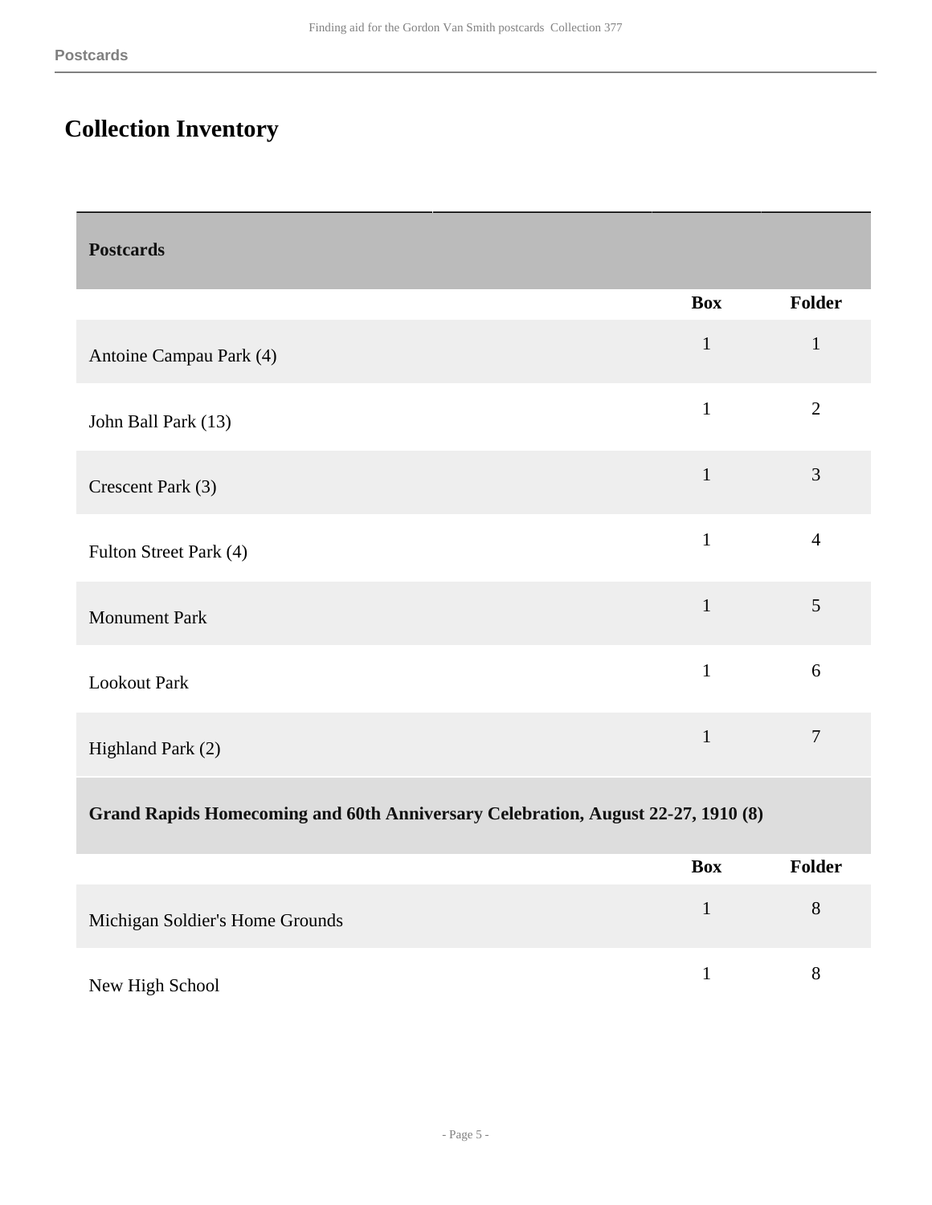## Collection Inventory

| Postcards | Box | Folder |
|---|---|---|
| Antoine Campau Park (4) | 1 | 1 |
| John Ball Park (13) | 1 | 2 |
| Crescent Park (3) | 1 | 3 |
| Fulton Street Park (4) | 1 | 4 |
| Monument Park | 1 | 5 |
| Lookout Park | 1 | 6 |
| Highland Park (2) | 1 | 7 |

**Grand Rapids Homecoming and 60th Anniversary Celebration, August 22-27, 1910 (8)**

| | Box | Folder |
|---|---|---|
| Michigan Soldier's Home Grounds | 1 | 8 |
| New High School | 1 | 8 |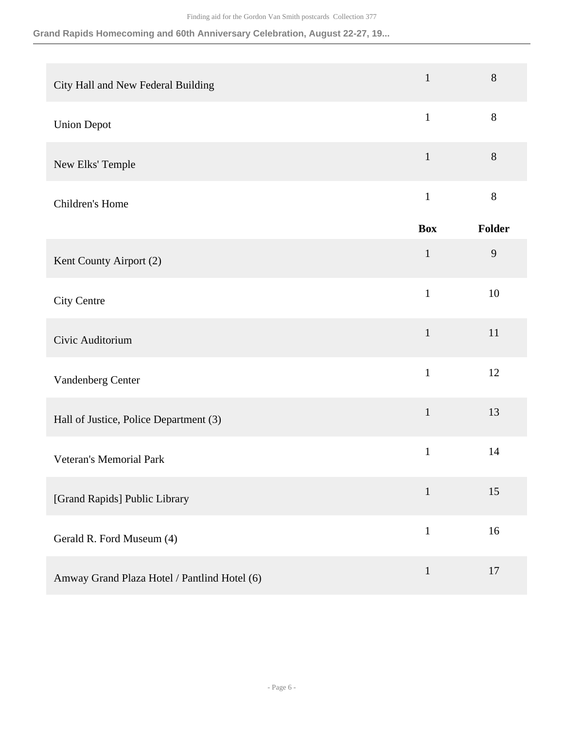| | Box | Folder |
|---|---|---|
| City Hall and New Federal Building | 1 | 8 |
| Union Depot | 1 | 8 |
| New Elks' Temple | 1 | 8 |
| Children's Home | 1 | 8 |

| | Box | Folder |
|---|---|---|
| Kent County Airport (2) | 1 | 9 |
| City Centre | 1 | 10 |
| Civic Auditorium | 1 | 11 |
| Vandenberg Center | 1 | 12 |
| Hall of Justice, Police Department (3) | 1 | 13 |
| Veteran's Memorial Park | 1 | 14 |
| [Grand Rapids] Public Library | 1 | 15 |
| Gerald R. Ford Museum (4) | 1 | 16 |
| Amway Grand Plaza Hotel / Pantlind Hotel (6) | 1 | 17 |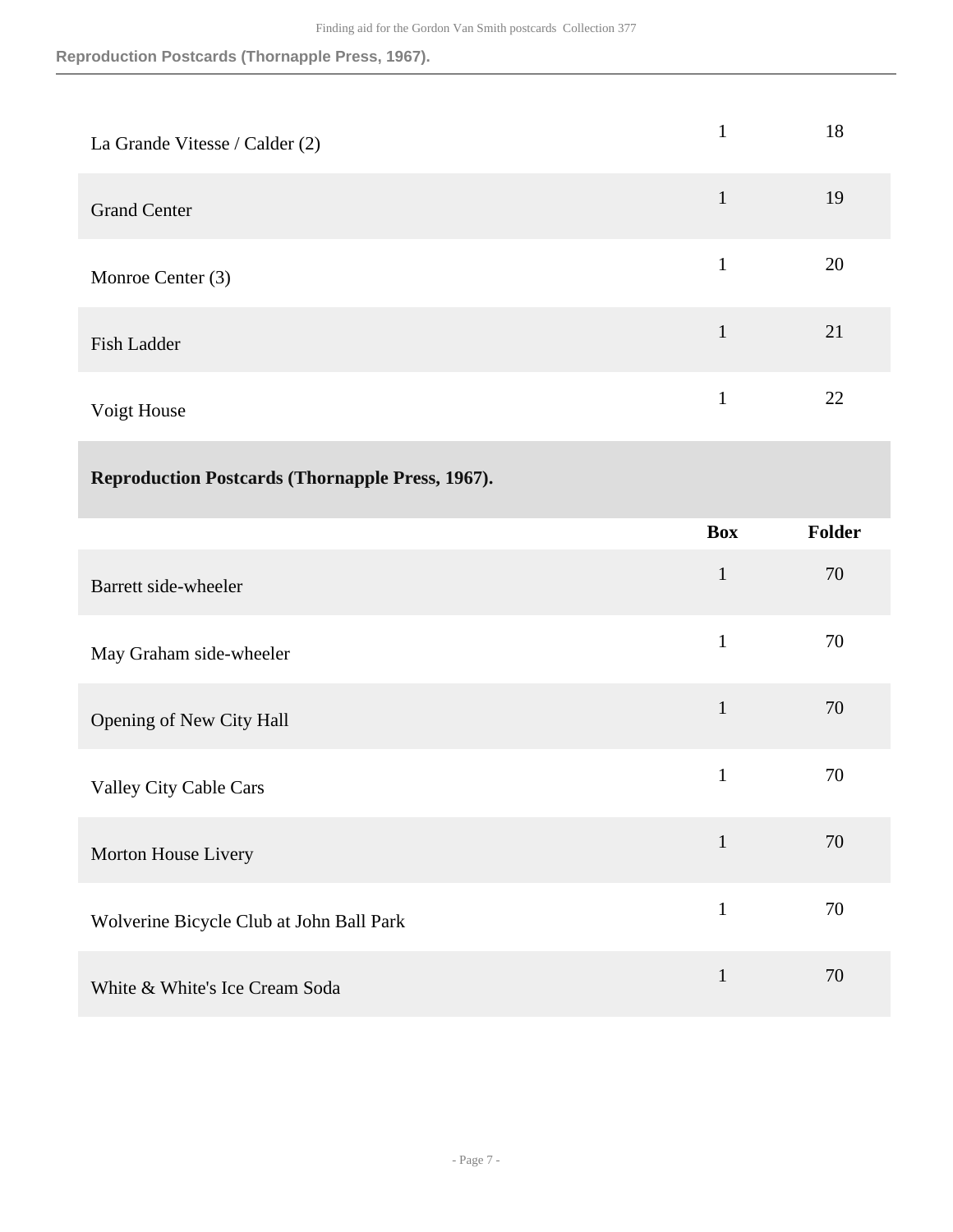| | Box | Folder |
|---|---|---|
| La Grande Vitesse / Calder (2) | 1 | 18 |
| Grand Center | 1 | 19 |
| Monroe Center (3) | 1 | 20 |
| Fish Ladder | 1 | 21 |
| Voigt House | 1 | 22 |

## Reproduction Postcards (Thornapple Press, 1967).

| | Box | Folder |
|---|---|---|
| Barrett side-wheeler | 1 | 70 |
| May Graham side-wheeler | 1 | 70 |
| Opening of New City Hall | 1 | 70 |
| Valley City Cable Cars | 1 | 70 |
| Morton House Livery | 1 | 70 |
| Wolverine Bicycle Club at John Ball Park | 1 | 70 |
| White & White's Ice Cream Soda | 1 | 70 |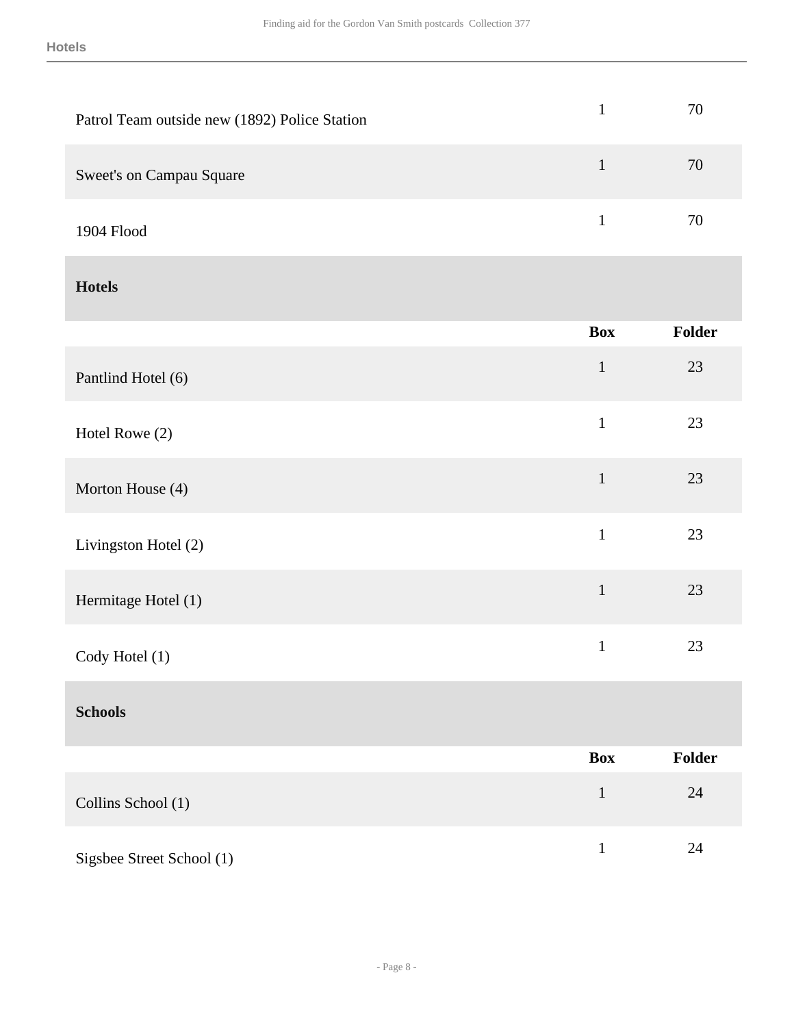| | Box | Folder |
|---|---|---|
| Patrol Team outside new (1892) Police Station | 1 | 70 |
| Sweet's on Campau Square | 1 | 70 |
| 1904 Flood | 1 | 70 |

## Hotels

| | Box | Folder |
|---|---|---|
| Pantlind Hotel (6) | 1 | 23 |
| Hotel Rowe (2) | 1 | 23 |
| Morton House (4) | 1 | 23 |
| Livingston Hotel (2) | 1 | 23 |
| Hermitage Hotel (1) | 1 | 23 |
| Cody Hotel (1) | 1 | 23 |

## Schools

| | Box | Folder |
|---|---|---|
| Collins School (1) | 1 | 24 |
| Sigsbee Street School (1) | 1 | 24 |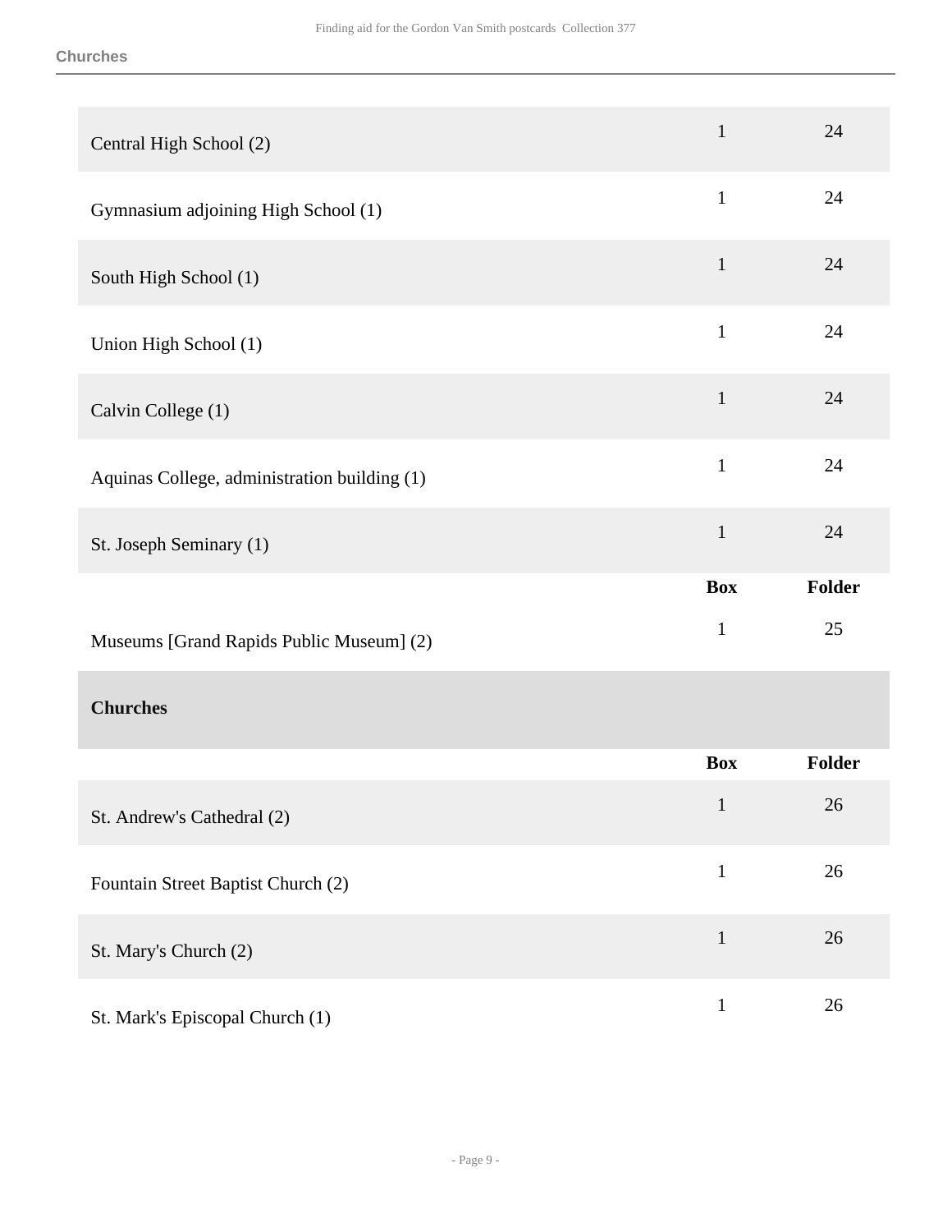| | Box | Folder |
|---|---|---|
| Central High School (2) | 1 | 24 |
| Gymnasium adjoining High School (1) | 1 | 24 |
| South High School (1) | 1 | 24 |
| Union High School (1) | 1 | 24 |
| Calvin College (1) | 1 | 24 |
| Aquinas College, administration building (1) | 1 | 24 |
| St. Joseph Seminary (1) | 1 | 24 |

| | Box | Folder |
|---|---|---|
| Museums [Grand Rapids Public Museum] (2) | 1 | 25 |

## Churches

| | Box | Folder |
|---|---|---|
| St. Andrew's Cathedral (2) | 1 | 26 |
| Fountain Street Baptist Church (2) | 1 | 26 |
| St. Mary's Church (2) | 1 | 26 |
| St. Mark's Episcopal Church (1) | 1 | 26 |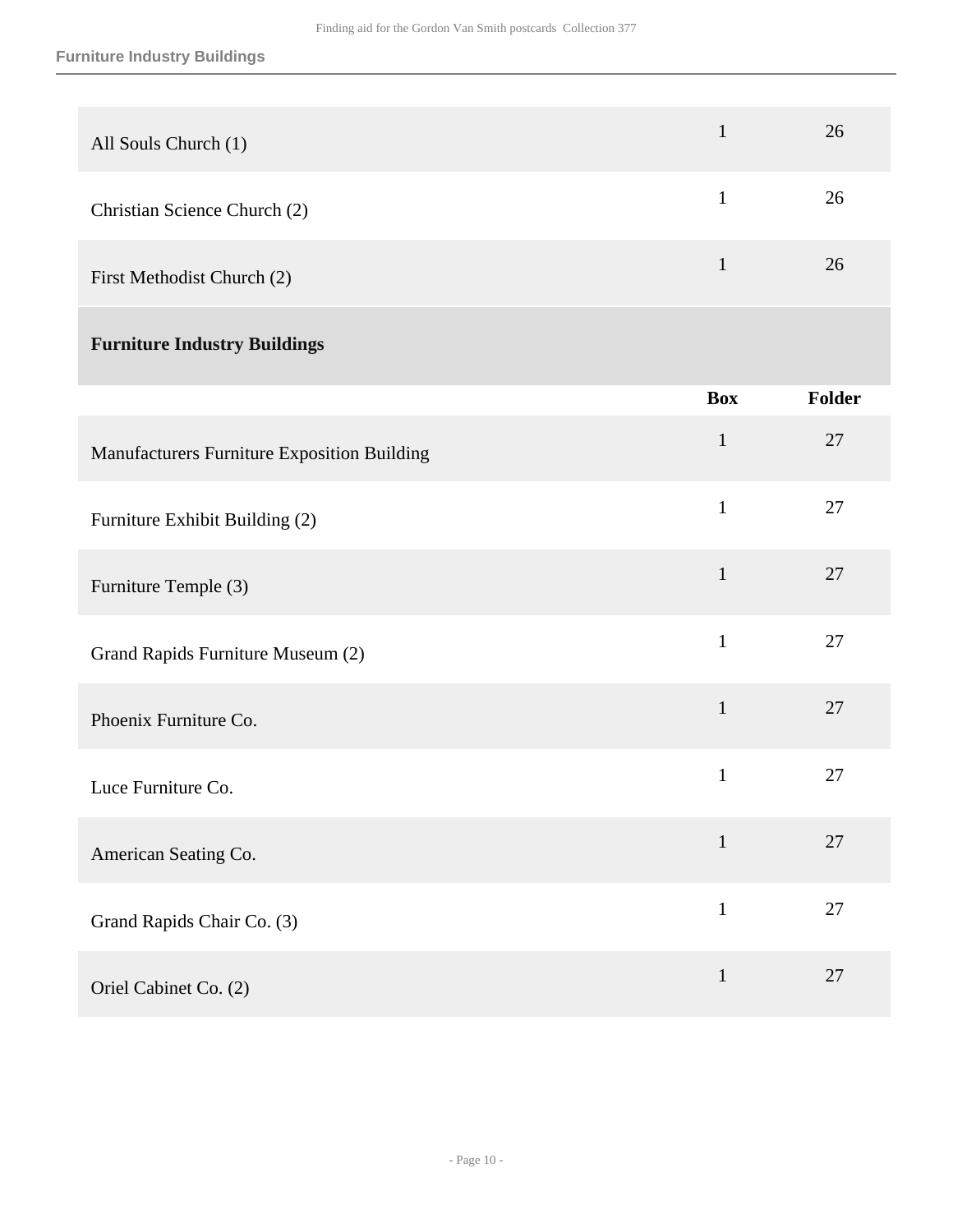| | | |
|---|---|---|
| All Souls Church (1) | 1 | 26 |
| Christian Science Church (2) | 1 | 26 |
| First Methodist Church (2) | 1 | 26 |

### Furniture Industry Buildings

| | Box | Folder |
|---|---|---|
| Manufacturers Furniture Exposition Building | 1 | 27 |
| Furniture Exhibit Building (2) | 1 | 27 |
| Furniture Temple (3) | 1 | 27 |
| Grand Rapids Furniture Museum (2) | 1 | 27 |
| Phoenix Furniture Co. | 1 | 27 |
| Luce Furniture Co. | 1 | 27 |
| American Seating Co. | 1 | 27 |
| Grand Rapids Chair Co. (3) | 1 | 27 |
| Oriel Cabinet Co. (2) | 1 | 27 |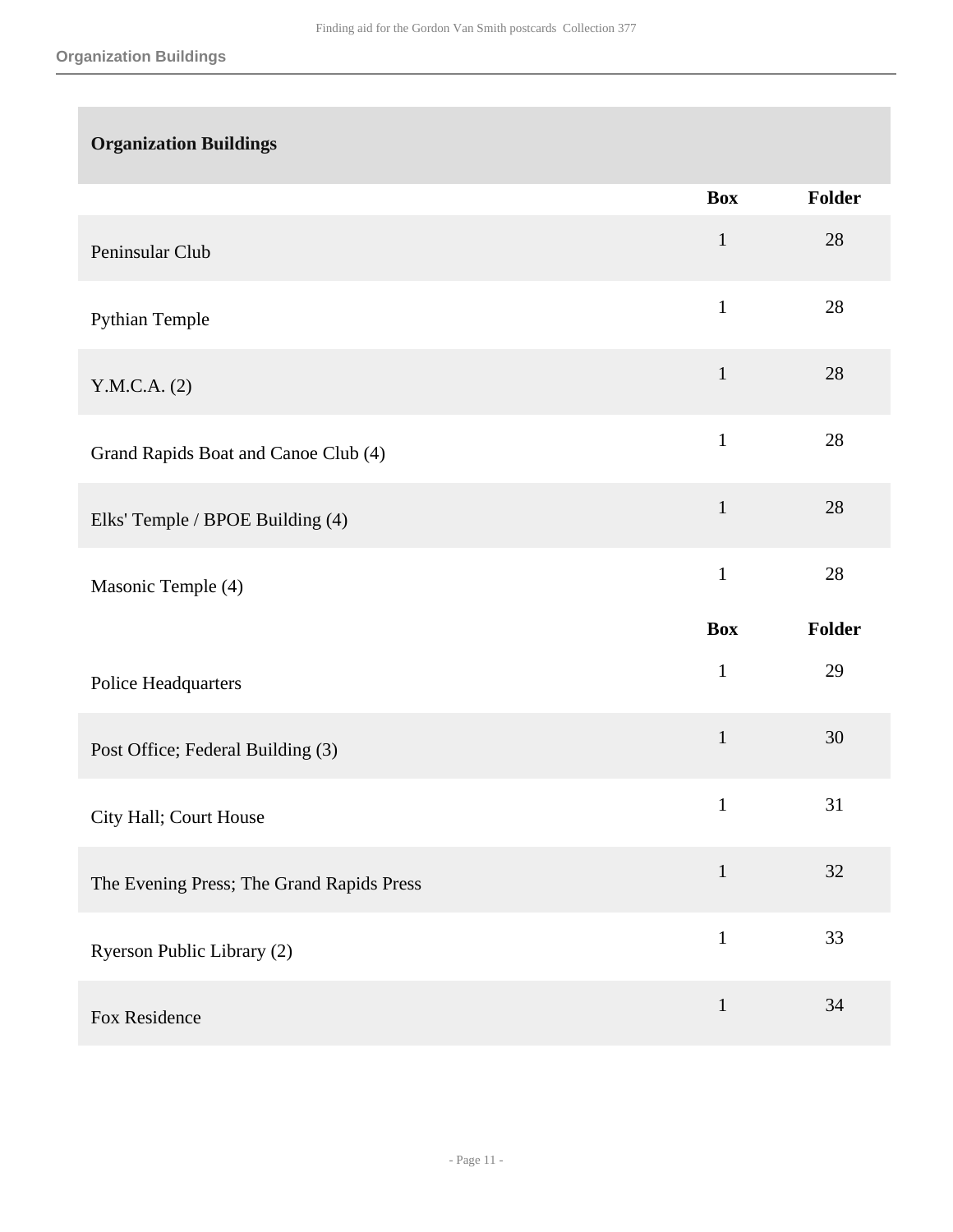## Organization Buildings

| | Box | Folder |
|---|---|---|
| Peninsular Club | 1 | 28 |
| Pythian Temple | 1 | 28 |
| Y.M.C.A. (2) | 1 | 28 |
| Grand Rapids Boat and Canoe Club (4) | 1 | 28 |
| Elks' Temple / BPOE Building (4) | 1 | 28 |
| Masonic Temple (4) | 1 | 28 |

| | Box | Folder |
|---|---|---|
| Police Headquarters | 1 | 29 |
| Post Office; Federal Building (3) | 1 | 30 |
| City Hall; Court House | 1 | 31 |
| The Evening Press; The Grand Rapids Press | 1 | 32 |
| Ryerson Public Library (2) | 1 | 33 |
| Fox Residence | 1 | 34 |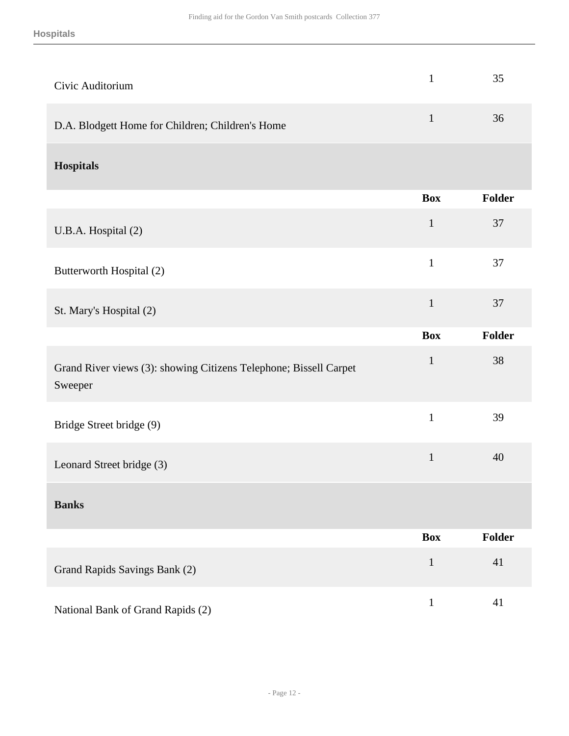| | Box | Folder |
|---|---|---|
| Civic Auditorium | 1 | 35 |
| D.A. Blodgett Home for Children; Children's Home | 1 | 36 |

### Hospitals

| | Box | Folder |
|---|---|---|
| U.B.A. Hospital (2) | 1 | 37 |
| Butterworth Hospital (2) | 1 | 37 |
| St. Mary's Hospital (2) | 1 | 37 |

| | Box | Folder |
|---|---|---|
| Grand River views (3): showing Citizens Telephone; Bissell Carpet Sweeper | 1 | 38 |
| Bridge Street bridge (9) | 1 | 39 |
| Leonard Street bridge (3) | 1 | 40 |

### Banks

| | Box | Folder |
|---|---|---|
| Grand Rapids Savings Bank (2) | 1 | 41 |
| National Bank of Grand Rapids (2) | 1 | 41 |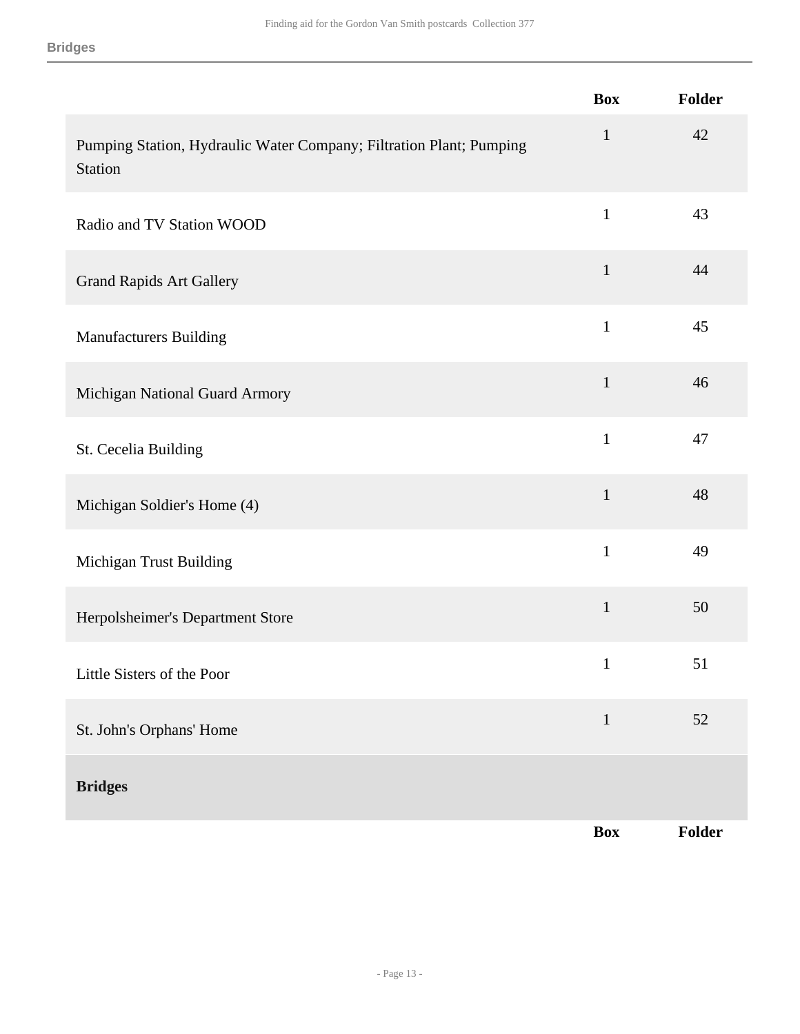| | Box | Folder |
|---|---|---|
| Pumping Station, Hydraulic Water Company; Filtration Plant; Pumping Station | 1 | 42 |
| Radio and TV Station WOOD | 1 | 43 |
| Grand Rapids Art Gallery | 1 | 44 |
| Manufacturers Building | 1 | 45 |
| Michigan National Guard Armory | 1 | 46 |
| St. Cecelia Building | 1 | 47 |
| Michigan Soldier's Home (4) | 1 | 48 |
| Michigan Trust Building | 1 | 49 |
| Herpolsheimer's Department Store | 1 | 50 |
| Little Sisters of the Poor | 1 | 51 |
| St. John's Orphans' Home | 1 | 52 |

**Bridges**

| | Box | Folder |
|---|---|---|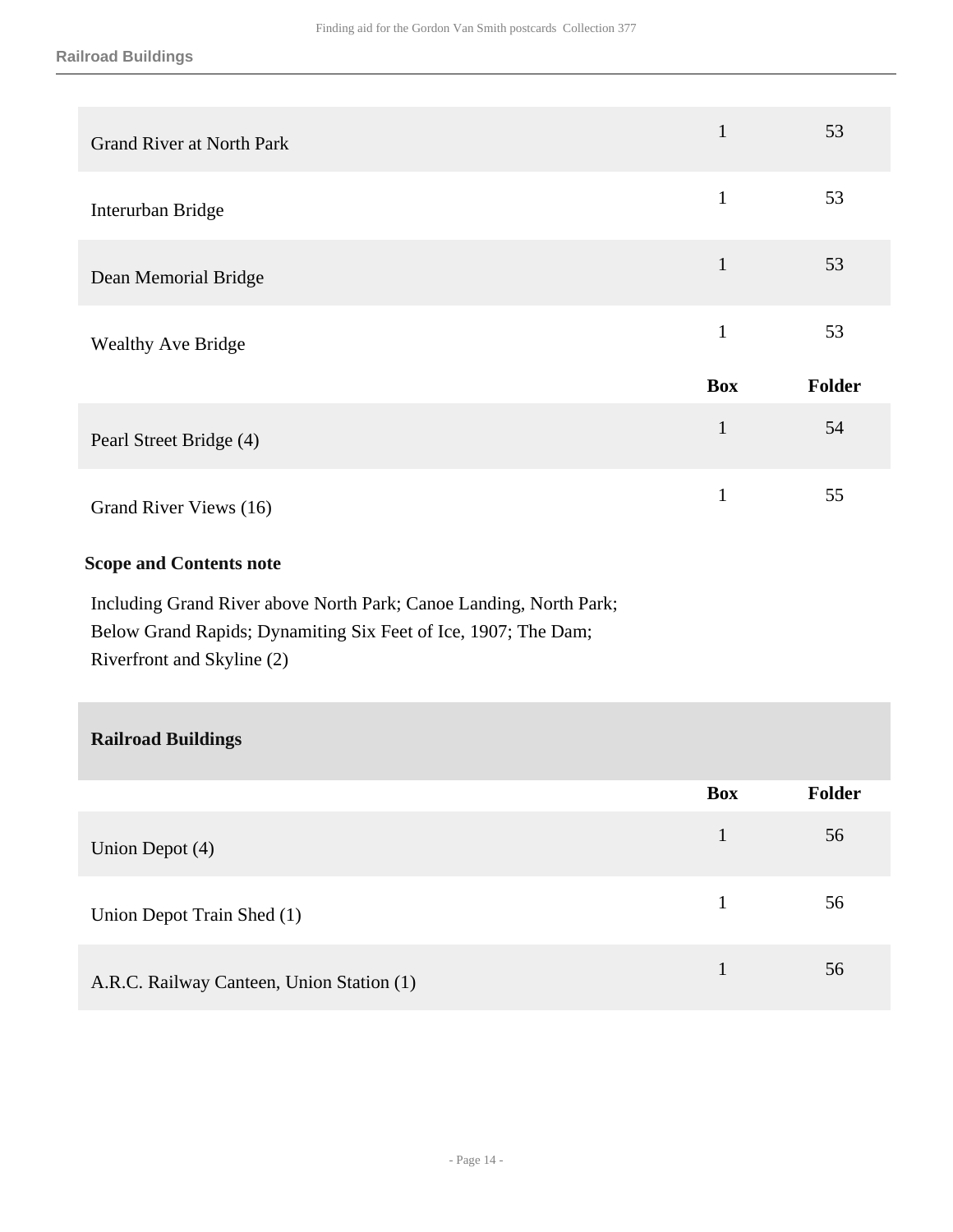| | Box | Folder |
|---|---|---|
| Grand River at North Park | 1 | 53 |
| Interurban Bridge | 1 | 53 |
| Dean Memorial Bridge | 1 | 53 |
| Wealthy Ave Bridge | 1 | 53 |

| | Box | Folder |
|---|---|---|
| Pearl Street Bridge (4) | 1 | 54 |
| Grand River Views (16) | 1 | 55 |

**Scope and Contents note**

Including Grand River above North Park; Canoe Landing, North Park; Below Grand Rapids; Dynamiting Six Feet of Ice, 1907; The Dam; Riverfront and Skyline (2)

## Railroad Buildings

| | Box | Folder |
|---|---|---|
| Union Depot (4) | 1 | 56 |
| Union Depot Train Shed (1) | 1 | 56 |
| A.R.C. Railway Canteen, Union Station (1) | 1 | 56 |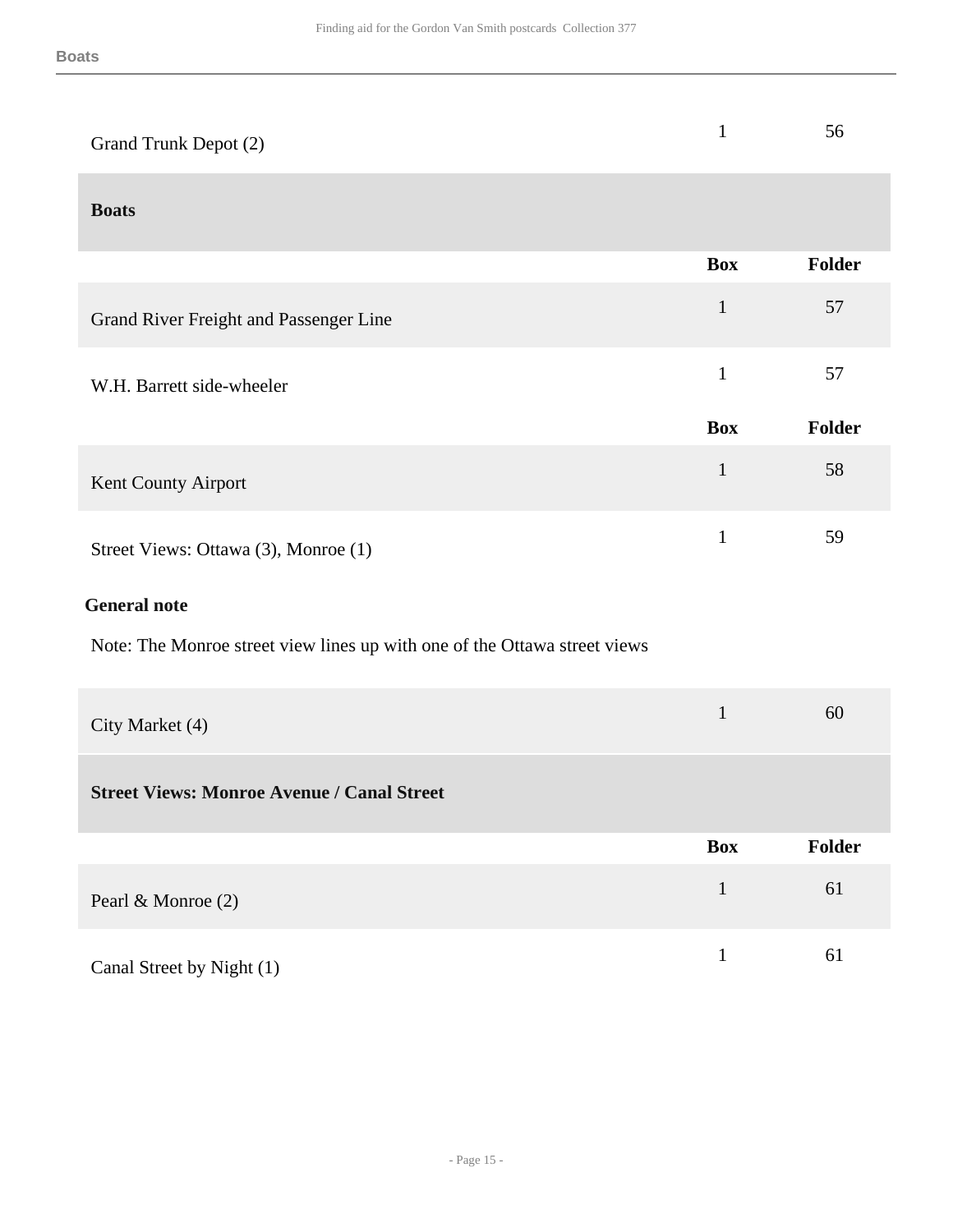| | Box | Folder |
|---|---|---|
| Grand Trunk Depot (2) | 1 | 56 |

## Boats

| | Box | Folder |
|---|---|---|
| Grand River Freight and Passenger Line | 1 | 57 |
| W.H. Barrett side-wheeler | 1 | 57 |

| | Box | Folder |
|---|---|---|
| Kent County Airport | 1 | 58 |
| Street Views: Ottawa (3), Monroe (1) | 1 | 59 |

**General note**

Note: The Monroe street view lines up with one of the Ottawa street views

| | Box | Folder |
|---|---|---|
| City Market (4) | 1 | 60 |

## Street Views: Monroe Avenue / Canal Street

| | Box | Folder |
|---|---|---|
| Pearl & Monroe (2) | 1 | 61 |
| Canal Street by Night (1) | 1 | 61 |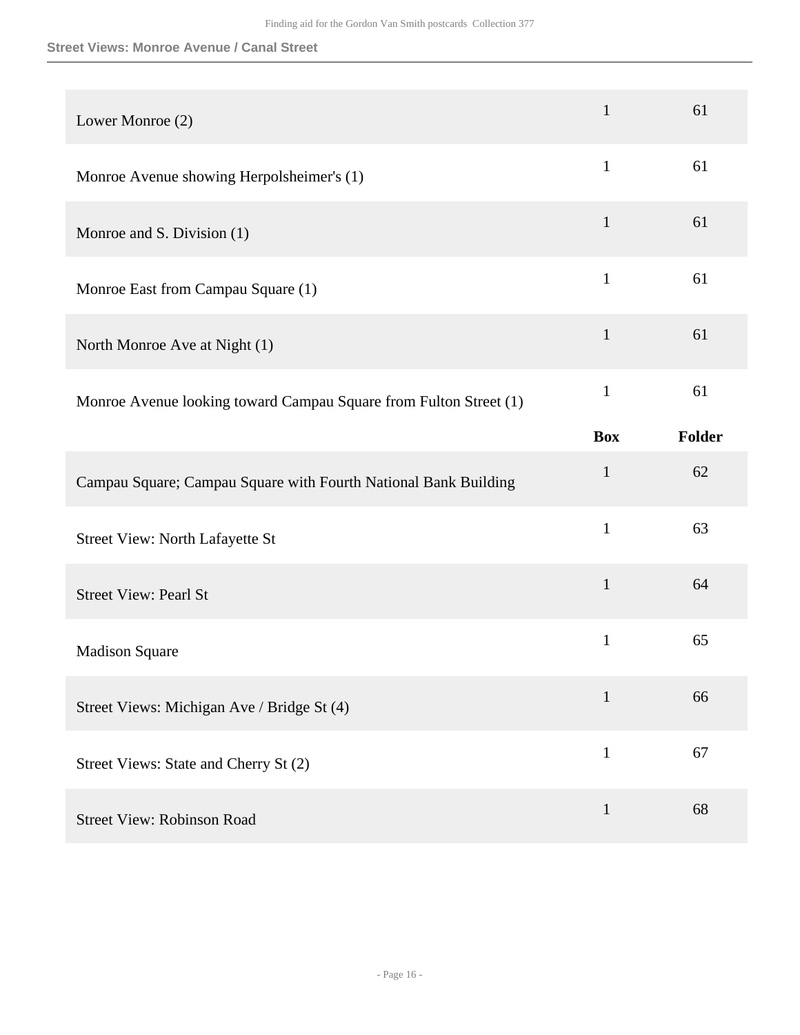**Street Views: Monroe Avenue / Canal Street**

| | Box | Folder |
|---|---|---|
| Lower Monroe (2) | 1 | 61 |
| Monroe Avenue showing Herpolsheimer's (1) | 1 | 61 |
| Monroe and S. Division (1) | 1 | 61 |
| Monroe East from Campau Square (1) | 1 | 61 |
| North Monroe Ave at Night (1) | 1 | 61 |
| Monroe Avenue looking toward Campau Square from Fulton Street (1) | 1 | 61 |

| | Box | Folder |
|---|---|---|
| Campau Square; Campau Square with Fourth National Bank Building | 1 | 62 |
| Street View: North Lafayette St | 1 | 63 |
| Street View: Pearl St | 1 | 64 |
| Madison Square | 1 | 65 |
| Street Views: Michigan Ave / Bridge St (4) | 1 | 66 |
| Street Views: State and Cherry St (2) | 1 | 67 |
| Street View: Robinson Road | 1 | 68 |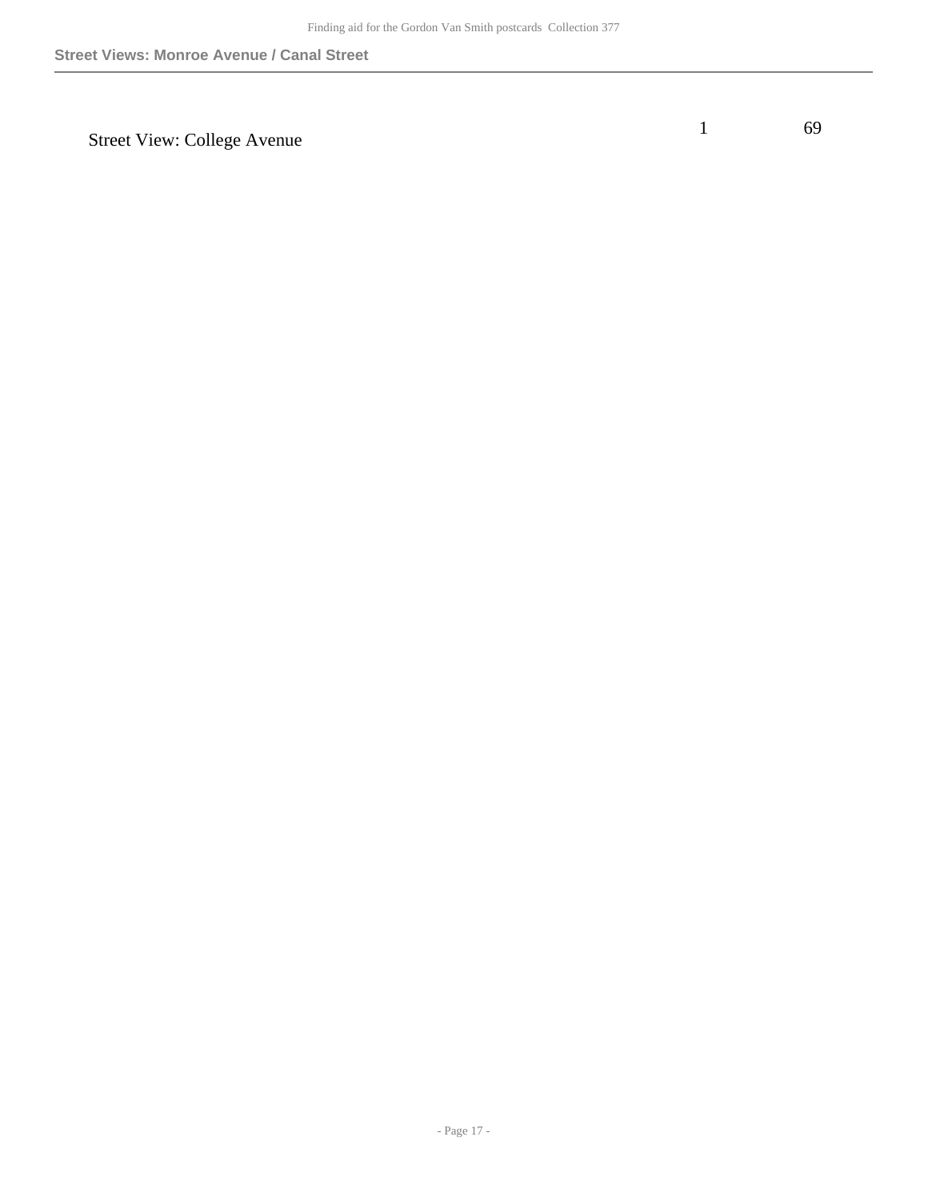| | | |
|---|---|---|
| Street View: College Avenue | 1 | 69 |